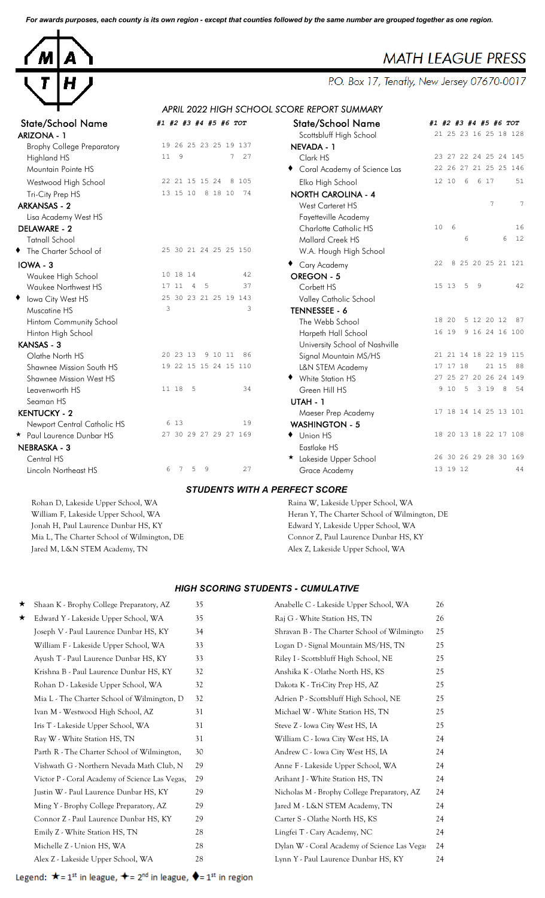*For awards purposes, each county is its own region - except that counties followed by the same number are grouped together as one region.*

# MATH LEAGUE PRESS

P.O. Box 17, Tenafly, New Jersey 07670-0017

## APRIL 2022 HIGH SCHOOL SCORE REPORT SUMMARY

| State/School Name | #1 | #2 | #3 | #4 | #5 | #6 | TOT |
|---|---|---|---|---|---|---|---|
| **ARIZONA - 1** | | | | | | | |
| Brophy College Preparatory | 19 | 26 | 25 | 23 | 25 | 19 | 137 |
| Highland HS | 11 | 9 | | | | 7 | 27 |
| Mountain Pointe HS | | | | | | | |
| Westwood High School | 22 | 21 | 15 | 15 | 24 | 8 | 105 |
| Tri-City Prep HS | 13 | 15 | 10 | 8 | 18 | 10 | 74 |
| **ARKANSAS - 2** | | | | | | | |
| Lisa Academy West HS | | | | | | | |
| **DELAWARE - 2** | | | | | | | |
| Tatnall School | | | | | | | |
| ◆ The Charter School of | 25 | 30 | 21 | 24 | 25 | 25 | 150 |
| **IOWA - 3** | | | | | | | |
| Waukee High School | 10 | 18 | 14 | | | | 42 |
| Waukee Northwest HS | 17 | 11 | 4 | 5 | | | 37 |
| ◆ Iowa City West HS | 25 | 30 | 23 | 21 | 25 | 19 | 143 |
| Muscatine HS | 3 | | | | | | 3 |
| Hintom Community School | | | | | | | |
| Hinton High School | | | | | | | |
| **KANSAS - 3** | | | | | | | |
| Olathe North HS | 20 | 23 | 13 | 9 | 10 | 11 | 86 |
| Shawnee Mission South HS | 19 | 22 | 15 | 15 | 24 | 15 | 110 |
| Shawnee Mission West HS | | | | | | | |
| Leavenworth HS | 11 | 18 | 5 | | | | 34 |
| Seaman HS | | | | | | | |
| **KENTUCKY - 2** | | | | | | | |
| Newport Central Catholic HS | 6 | 13 | | | | | 19 |
| ★ Paul Laurence Dunbar HS | 27 | 30 | 29 | 27 | 29 | 27 | 169 |
| **NEBRASKA - 3** | | | | | | | |
| Central HS | | | | | | | |
| Lincoln Northeast HS | 6 | 7 | 5 | 9 | | | 27 |
| Scottsbluff High School | 21 | 25 | 23 | 16 | 25 | 18 | 128 |
| **NEVADA - 1** | | | | | | | |
| Clark HS | 23 | 27 | 22 | 24 | 25 | 24 | 145 |
| ◆ Coral Academy of Science Las | 22 | 26 | 27 | 21 | 25 | 25 | 146 |
| Elko High School | 12 | 10 | 6 | 6 | 17 | | 51 |
| **NORTH CAROLINA - 4** | | | | | | | |
| West Carteret HS | | | | | 7 | | 7 |
| Fayetteville Academy | | | | | | | |
| Charlotte Catholic HS | 10 | 6 | | | | | 16 |
| Mallard Creek HS | | | 6 | | | 6 | 12 |
| W.A. Hough High School | | | | | | | |
| ◆ Cary Academy | 22 | 8 | 25 | 20 | 25 | 21 | 121 |
| **OREGON - 5** | | | | | | | |
| Corbett HS | 15 | 13 | 5 | 9 | | | 42 |
| Valley Catholic School | | | | | | | |
| **TENNESSEE - 6** | | | | | | | |
| The Webb School | 18 | 20 | 5 | 12 | 20 | 12 | 87 |
| Harpeth Hall School | 16 | 19 | 9 | 16 | 24 | 16 | 100 |
| University School of Nashville | | | | | | | |
| Signal Mountain MS/HS | 21 | 21 | 14 | 18 | 22 | 19 | 115 |
| L&N STEM Academy | 17 | 17 | 18 | | 21 | 15 | 88 |
| ◆ White Station HS | 27 | 25 | 27 | 20 | 26 | 24 | 149 |
| Green Hill HS | 9 | 10 | 5 | 3 | 19 | 8 | 54 |
| **UTAH - 1** | | | | | | | |
| Maeser Prep Academy | 17 | 18 | 14 | 14 | 25 | 13 | 101 |
| **WASHINGTON - 5** | | | | | | | |
| ◆ Union HS | 18 | 20 | 13 | 18 | 22 | 17 | 108 |
| Eastlake HS | | | | | | | |
| ★ Lakeside Upper School | 26 | 30 | 26 | 29 | 28 | 30 | 169 |
| Grace Academy | 13 | 19 | 12 | | | | 44 |

### *STUDENTS WITH A PERFECT SCORE*

Rohan D, Lakeside Upper School, WA
William F, Lakeside Upper School, WA
Jonah H, Paul Laurence Dunbar HS, KY
Mia L, The Charter School of Wilmington, DE
Jared M, L&N STEM Academy, TN
Raina W, Lakeside Upper School, WA
Heran Y, The Charter School of Wilmington, DE
Edward Y, Lakeside Upper School, WA
Connor Z, Paul Laurence Dunbar HS, KY
Alex Z, Lakeside Upper School, WA

### *HIGH SCORING STUDENTS - CUMULATIVE*

| | Student | Score |
|---|---|---|
| ★ | Shaan K - Brophy College Preparatory, AZ | 35 |
| ★ | Edward Y - Lakeside Upper School, WA | 35 |
| | Joseph V - Paul Laurence Dunbar HS, KY | 34 |
| | William F - Lakeside Upper School, WA | 33 |
| | Ayush T - Paul Laurence Dunbar HS, KY | 33 |
| | Krishna B - Paul Laurence Dunbar HS, KY | 32 |
| | Rohan D - Lakeside Upper School, WA | 32 |
| | Mia L - The Charter School of Wilmington, D | 32 |
| | Ivan M - Westwood High School, AZ | 31 |
| | Iris T - Lakeside Upper School, WA | 31 |
| | Ray W - White Station HS, TN | 31 |
| | Parth R - The Charter School of Wilmington, | 30 |
| | Vishwath G - Northern Nevada Math Club, N | 29 |
| | Victor P - Coral Academy of Science Las Vegas, | 29 |
| | Justin W - Paul Laurence Dunbar HS, KY | 29 |
| | Ming Y - Brophy College Preparatory, AZ | 29 |
| | Connor Z - Paul Laurence Dunbar HS, KY | 29 |
| | Emily Z - White Station HS, TN | 28 |
| | Michelle Z - Union HS, WA | 28 |
| | Alex Z - Lakeside Upper School, WA | 28 |
| | Anabelle C - Lakeside Upper School, WA | 26 |
| | Raj G - White Station HS, TN | 26 |
| | Shravan B - The Charter School of Wilmingto | 25 |
| | Logan D - Signal Mountain MS/HS, TN | 25 |
| | Riley I - Scottsbluff High School, NE | 25 |
| | Anshika K - Olathe North HS, KS | 25 |
| | Dakota K - Tri-City Prep HS, AZ | 25 |
| | Adrien P - Scottsbluff High School, NE | 25 |
| | Michael W - White Station HS, TN | 25 |
| | Steve Z - Iowa City West HS, IA | 25 |
| | William C - Iowa City West HS, IA | 24 |
| | Andrew C - Iowa City West HS, IA | 24 |
| | Anne F - Lakeside Upper School, WA | 24 |
| | Arihant J - White Station HS, TN | 24 |
| | Nicholas M - Brophy College Preparatory, AZ | 24 |
| | Jared M - L&N STEM Academy, TN | 24 |
| | Carter S - Olathe North HS, KS | 24 |
| | Lingfei T - Cary Academy, NC | 24 |
| | Dylan W - Coral Academy of Science Las Vega: | 24 |
| | Lynn Y - Paul Laurence Dunbar HS, KY | 24 |

Legend: ★ = 1st in league, ✦ = 2nd in league, ◆ = 1st in region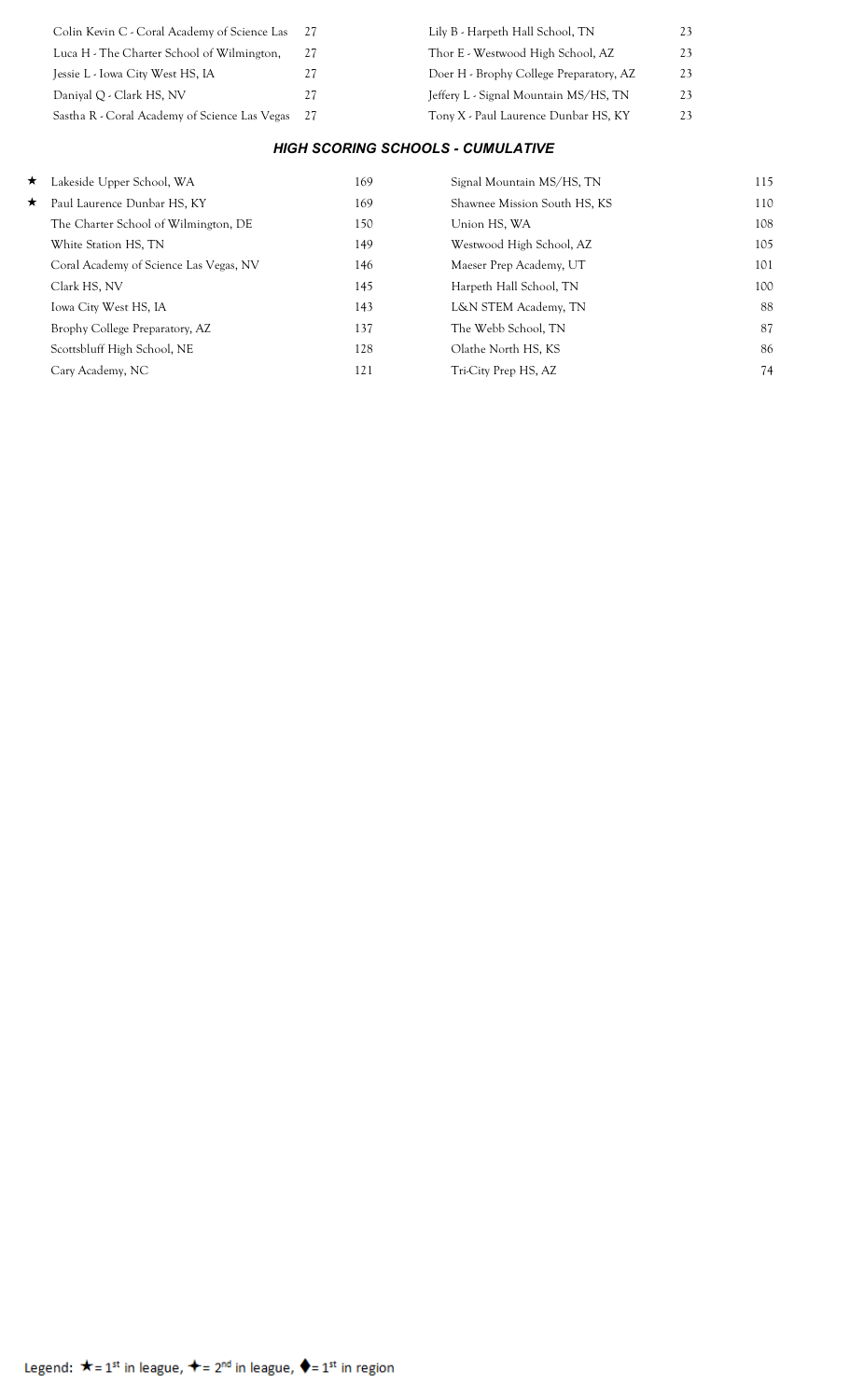| | | | |
|---|---|---|---|
| Colin Kevin C - Coral Academy of Science Las | 27 | Lily B - Harpeth Hall School, TN | 23 |
| Luca H - The Charter School of Wilmington, | 27 | Thor E - Westwood High School, AZ | 23 |
| Jessie L - Iowa City West HS, IA | 27 | Doer H - Brophy College Preparatory, AZ | 23 |
| Daniyal Q - Clark HS, NV | 27 | Jeffery L - Signal Mountain MS/HS, TN | 23 |
| Sastha R - Coral Academy of Science Las Vegas | 27 | Tony X - Paul Laurence Dunbar HS, KY | 23 |

### *HIGH SCORING SCHOOLS - CUMULATIVE*

| | | | | |
|---|---|---|---|---|
| ★ | Lakeside Upper School, WA | 169 | Signal Mountain MS/HS, TN | 115 |
| ★ | Paul Laurence Dunbar HS, KY | 169 | Shawnee Mission South HS, KS | 110 |
| | The Charter School of Wilmington, DE | 150 | Union HS, WA | 108 |
| | White Station HS, TN | 149 | Westwood High School, AZ | 105 |
| | Coral Academy of Science Las Vegas, NV | 146 | Maeser Prep Academy, UT | 101 |
| | Clark HS, NV | 145 | Harpeth Hall School, TN | 100 |
| | Iowa City West HS, IA | 143 | L&N STEM Academy, TN | 88 |
| | Brophy College Preparatory, AZ | 137 | The Webb School, TN | 87 |
| | Scottsbluff High School, NE | 128 | Olathe North HS, KS | 86 |
| | Cary Academy, NC | 121 | Tri-City Prep HS, AZ | 74 |

Legend: ★ = 1st in league, ✦ = 2nd in league, ♦ = 1st in region